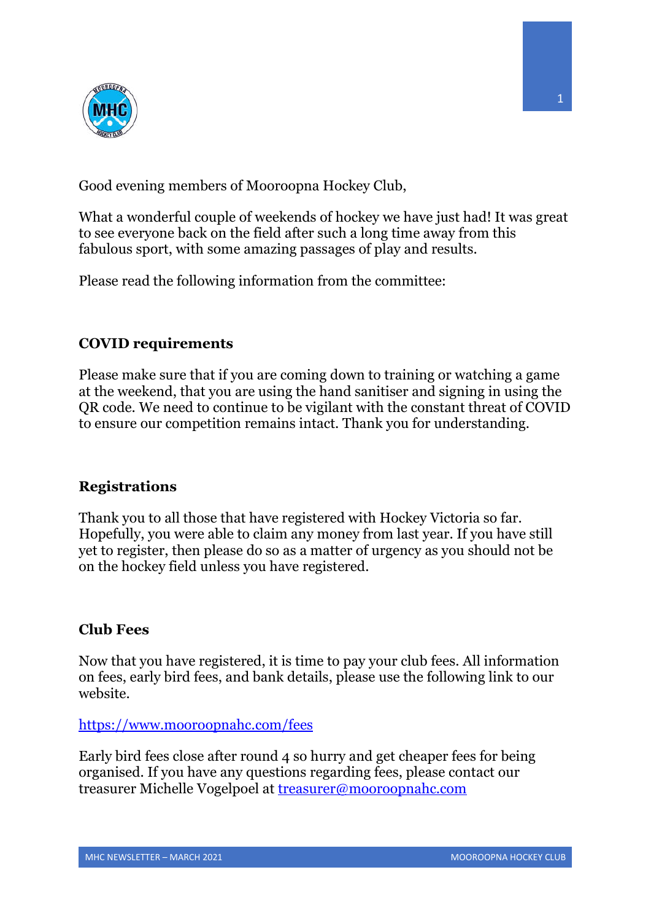Good evening members of Mooroopna Hockey Club,

What a wonderful couple of weekends of hockey we have just had! It was great to see everyone back on the field after such a long time away from this fabulous sport, with some amazing passages of play and results.

Please read the following information from the committee:

**COVID requirements**

Please make sure that if you are coming down to training or watching a game at the weekend, that you are using the hand sanitiser and signing in using the QR code. We need to continue to be vigilant with the constant threat of COVID to ensure our competition remains intact. Thank you for understanding.

**Registrations**

Thank you to all those that have registered with Hockey Victoria so far. Hopefully, you were able to claim any money from last year. If you have still yet to register, then please do so as a matter of urgency as you should not be on the hockey field unless you have registered.

**Club Fees**

Now that you have registered, it is time to pay your club fees. All information on fees, early bird fees, and bank details, please use the following link to our website.

[https://www.mooroopnahc.com/fees](https://www.mooroopnahc.com/fees)

Early bird fees close after round 4 so hurry and get cheaper fees for being organised. If you have any questions regarding fees, please contact our treasurer Michelle Vogelpoel at [treasurer@mooroopnahc.com](mailto:treasurer@mooroopnahc.com)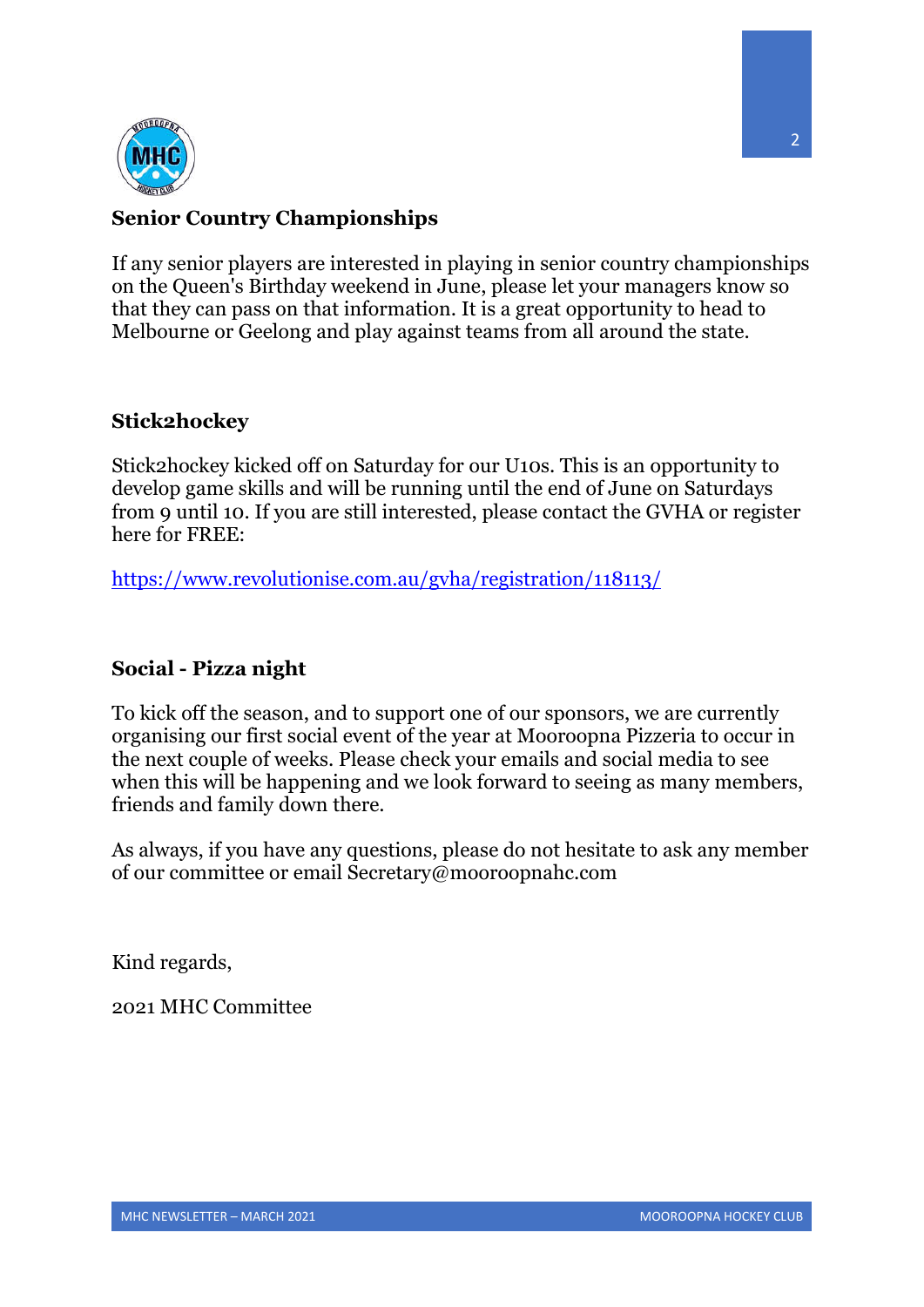## Senior Country Championships

If any senior players are interested in playing in senior country championships on the Queen's Birthday weekend in June, please let your managers know so that they can pass on that information. It is a great opportunity to head to Melbourne or Geelong and play against teams from all around the state.

## Stick2hockey

Stick2hockey kicked off on Saturday for our U10s. This is an opportunity to develop game skills and will be running until the end of June on Saturdays from 9 until 10. If you are still interested, please contact the GVHA or register here for FREE:

https://www.revolutionise.com.au/gvha/registration/118113/

## Social - Pizza night

To kick off the season, and to support one of our sponsors, we are currently organising our first social event of the year at Mooroopna Pizzeria to occur in the next couple of weeks. Please check your emails and social media to see when this will be happening and we look forward to seeing as many members, friends and family down there.

As always, if you have any questions, please do not hesitate to ask any member of our committee or email Secretary@mooroopnahc.com

Kind regards,

2021 MHC Committee